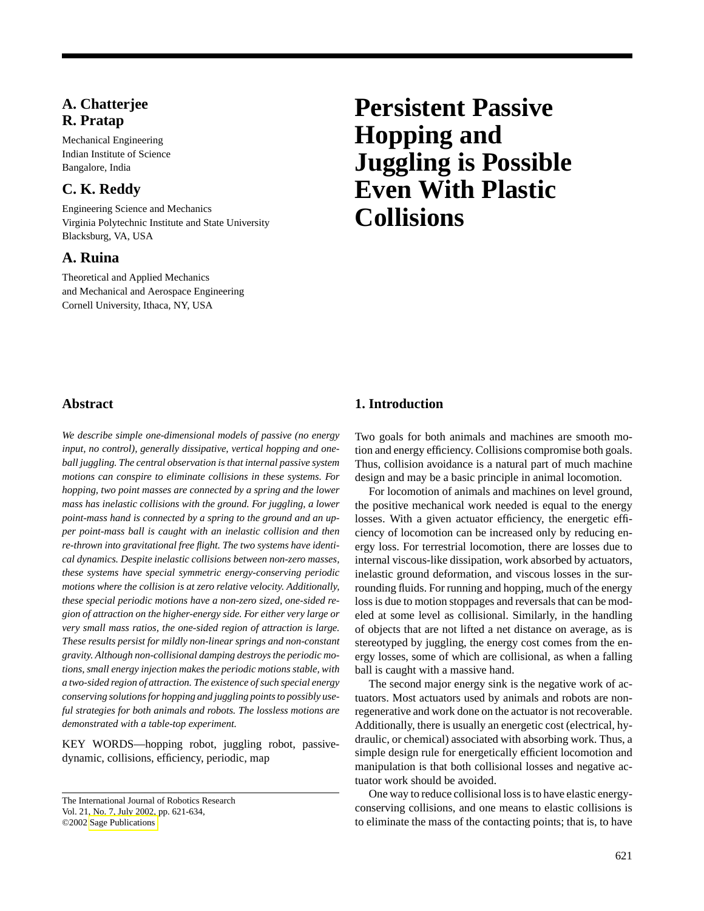# Persistent Passive Hopping and Juggling is Possible Even With Plastic Collisions

**A. Chatterjee**
**R. Pratap**
Mechanical Engineering
Indian Institute of Science
Bangalore, India

**C. K. Reddy**
Engineering Science and Mechanics
Virginia Polytechnic Institute and State University
Blacksburg, VA, USA

**A. Ruina**
Theoretical and Applied Mechanics
and Mechanical and Aerospace Engineering
Cornell University, Ithaca, NY, USA

## Abstract

*We describe simple one-dimensional models of passive (no energy input, no control), generally dissipative, vertical hopping and one-ball juggling. The central observation is that internal passive system motions can conspire to eliminate collisions in these systems. For hopping, two point masses are connected by a spring and the lower mass has inelastic collisions with the ground. For juggling, a lower point-mass hand is connected by a spring to the ground and an upper point-mass ball is caught with an inelastic collision and then re-thrown into gravitational free flight. The two systems have identical dynamics. Despite inelastic collisions between non-zero masses, these systems have special symmetric energy-conserving periodic motions where the collision is at zero relative velocity. Additionally, these special periodic motions have a non-zero sized, one-sided region of attraction on the higher-energy side. For either very large or very small mass ratios, the one-sided region of attraction is large. These results persist for mildly non-linear springs and non-constant gravity. Although non-collisional damping destroys the periodic motions, small energy injection makes the periodic motions stable, with a two-sided region of attraction. The existence of such special energy conserving solutions for hopping and juggling points to possibly useful strategies for both animals and robots. The lossless motions are demonstrated with a table-top experiment.*

KEY WORDS—hopping robot, juggling robot, passive-dynamic, collisions, efficiency, periodic, map

The International Journal of Robotics Research
Vol. 21, No. 7, July 2002, pp. 621-634,
©2002 Sage Publications

## 1. Introduction

Two goals for both animals and machines are smooth motion and energy efficiency. Collisions compromise both goals. Thus, collision avoidance is a natural part of much machine design and may be a basic principle in animal locomotion.

For locomotion of animals and machines on level ground, the positive mechanical work needed is equal to the energy losses. With a given actuator efficiency, the energetic efficiency of locomotion can be increased only by reducing energy loss. For terrestrial locomotion, there are losses due to internal viscous-like dissipation, work absorbed by actuators, inelastic ground deformation, and viscous losses in the surrounding fluids. For running and hopping, much of the energy loss is due to motion stoppages and reversals that can be modeled at some level as collisional. Similarly, in the handling of objects that are not lifted a net distance on average, as is stereotyped by juggling, the energy cost comes from the energy losses, some of which are collisional, as when a falling ball is caught with a massive hand.

The second major energy sink is the negative work of actuators. Most actuators used by animals and robots are non-regenerative and work done on the actuator is not recoverable. Additionally, there is usually an energetic cost (electrical, hydraulic, or chemical) associated with absorbing work. Thus, a simple design rule for energetically efficient locomotion and manipulation is that both collisional losses and negative actuator work should be avoided.

One way to reduce collisional loss is to have elastic energy-conserving collisions, and one means to elastic collisions is to eliminate the mass of the contacting points; that is, to have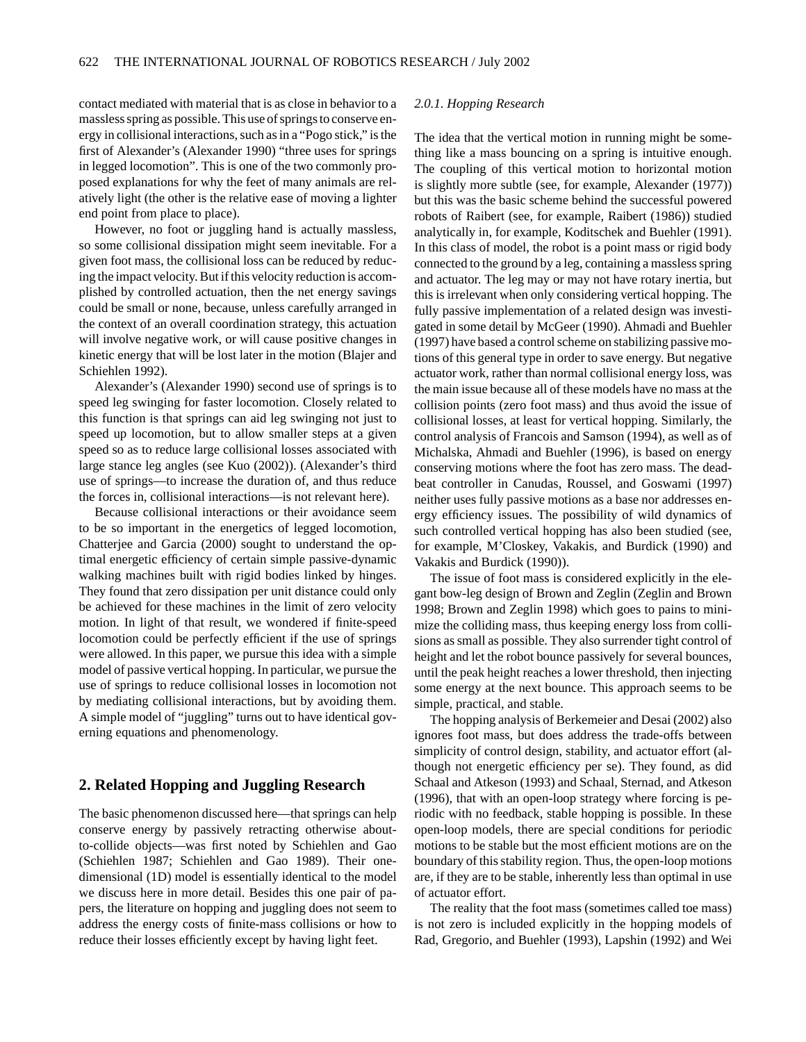contact mediated with material that is as close in behavior to a massless spring as possible. This use of springs to conserve energy in collisional interactions, such as in a "Pogo stick," is the first of Alexander's (Alexander 1990) "three uses for springs in legged locomotion". This is one of the two commonly proposed explanations for why the feet of many animals are relatively light (the other is the relative ease of moving a lighter end point from place to place).

However, no foot or juggling hand is actually massless, so some collisional dissipation might seem inevitable. For a given foot mass, the collisional loss can be reduced by reducing the impact velocity. But if this velocity reduction is accomplished by controlled actuation, then the net energy savings could be small or none, because, unless carefully arranged in the context of an overall coordination strategy, this actuation will involve negative work, or will cause positive changes in kinetic energy that will be lost later in the motion (Blajer and Schiehlen 1992).

Alexander's (Alexander 1990) second use of springs is to speed leg swinging for faster locomotion. Closely related to this function is that springs can aid leg swinging not just to speed up locomotion, but to allow smaller steps at a given speed so as to reduce large collisional losses associated with large stance leg angles (see Kuo (2002)). (Alexander's third use of springs—to increase the duration of, and thus reduce the forces in, collisional interactions—is not relevant here).

Because collisional interactions or their avoidance seem to be so important in the energetics of legged locomotion, Chatterjee and Garcia (2000) sought to understand the optimal energetic efficiency of certain simple passive-dynamic walking machines built with rigid bodies linked by hinges. They found that zero dissipation per unit distance could only be achieved for these machines in the limit of zero velocity motion. In light of that result, we wondered if finite-speed locomotion could be perfectly efficient if the use of springs were allowed. In this paper, we pursue this idea with a simple model of passive vertical hopping. In particular, we pursue the use of springs to reduce collisional losses in locomotion not by mediating collisional interactions, but by avoiding them. A simple model of "juggling" turns out to have identical governing equations and phenomenology.

## 2. Related Hopping and Juggling Research

The basic phenomenon discussed here—that springs can help conserve energy by passively retracting otherwise about-to-collide objects—was first noted by Schiehlen and Gao (Schiehlen 1987; Schiehlen and Gao 1989). Their one-dimensional (1D) model is essentially identical to the model we discuss here in more detail. Besides this one pair of papers, the literature on hopping and juggling does not seem to address the energy costs of finite-mass collisions or how to reduce their losses efficiently except by having light feet.

### *2.0.1. Hopping Research*

The idea that the vertical motion in running might be something like a mass bouncing on a spring is intuitive enough. The coupling of this vertical motion to horizontal motion is slightly more subtle (see, for example, Alexander (1977)) but this was the basic scheme behind the successful powered robots of Raibert (see, for example, Raibert (1986)) studied analytically in, for example, Koditschek and Buehler (1991). In this class of model, the robot is a point mass or rigid body connected to the ground by a leg, containing a massless spring and actuator. The leg may or may not have rotary inertia, but this is irrelevant when only considering vertical hopping. The fully passive implementation of a related design was investigated in some detail by McGeer (1990). Ahmadi and Buehler (1997) have based a control scheme on stabilizing passive motions of this general type in order to save energy. But negative actuator work, rather than normal collisional energy loss, was the main issue because all of these models have no mass at the collision points (zero foot mass) and thus avoid the issue of collisional losses, at least for vertical hopping. Similarly, the control analysis of Francois and Samson (1994), as well as of Michalska, Ahmadi and Buehler (1996), is based on energy conserving motions where the foot has zero mass. The deadbeat controller in Canudas, Roussel, and Goswami (1997) neither uses fully passive motions as a base nor addresses energy efficiency issues. The possibility of wild dynamics of such controlled vertical hopping has also been studied (see, for example, M'Closkey, Vakakis, and Burdick (1990) and Vakakis and Burdick (1990)).

The issue of foot mass is considered explicitly in the elegant bow-leg design of Brown and Zeglin (Zeglin and Brown 1998; Brown and Zeglin 1998) which goes to pains to minimize the colliding mass, thus keeping energy loss from collisions as small as possible. They also surrender tight control of height and let the robot bounce passively for several bounces, until the peak height reaches a lower threshold, then injecting some energy at the next bounce. This approach seems to be simple, practical, and stable.

The hopping analysis of Berkemeier and Desai (2002) also ignores foot mass, but does address the trade-offs between simplicity of control design, stability, and actuator effort (although not energetic efficiency per se). They found, as did Schaal and Atkeson (1993) and Schaal, Sternad, and Atkeson (1996), that with an open-loop strategy where forcing is periodic with no feedback, stable hopping is possible. In these open-loop models, there are special conditions for periodic motions to be stable but the most efficient motions are on the boundary of this stability region. Thus, the open-loop motions are, if they are to be stable, inherently less than optimal in use of actuator effort.

The reality that the foot mass (sometimes called toe mass) is not zero is included explicitly in the hopping models of Rad, Gregorio, and Buehler (1993), Lapshin (1992) and Wei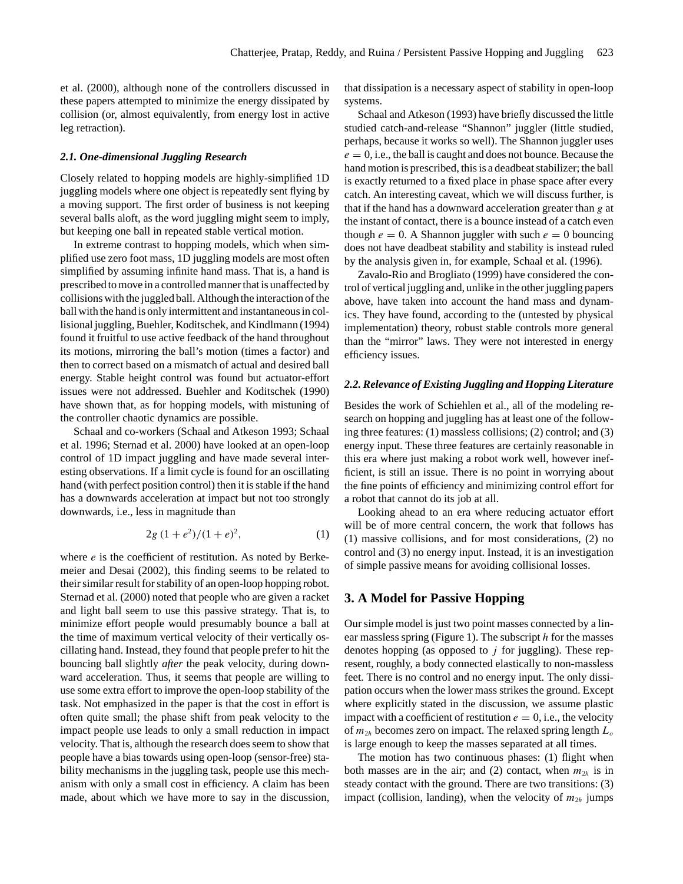et al. (2000), although none of the controllers discussed in these papers attempted to minimize the energy dissipated by collision (or, almost equivalently, from energy lost in active leg retraction).

### 2.1. One-dimensional Juggling Research

Closely related to hopping models are highly-simplified 1D juggling models where one object is repeatedly sent flying by a moving support. The first order of business is not keeping several balls aloft, as the word juggling might seem to imply, but keeping one ball in repeated stable vertical motion.

In extreme contrast to hopping models, which when simplified use zero foot mass, 1D juggling models are most often simplified by assuming infinite hand mass. That is, a hand is prescribed to move in a controlled manner that is unaffected by collisions with the juggled ball. Although the interaction of the ball with the hand is only intermittent and instantaneous in collisional juggling, Buehler, Koditschek, and Kindlmann (1994) found it fruitful to use active feedback of the hand throughout its motions, mirroring the ball's motion (times a factor) and then to correct based on a mismatch of actual and desired ball energy. Stable height control was found but actuator-effort issues were not addressed. Buehler and Koditschek (1990) have shown that, as for hopping models, with mistuning of the controller chaotic dynamics are possible.

Schaal and co-workers (Schaal and Atkeson 1993; Schaal et al. 1996; Sternad et al. 2000) have looked at an open-loop control of 1D impact juggling and have made several interesting observations. If a limit cycle is found for an oscillating hand (with perfect position control) then it is stable if the hand has a downwards acceleration at impact but not too strongly downwards, i.e., less in magnitude than

$$2g\,(1+e^2)/(1+e)^2, \tag{1}$$

where $e$ is the coefficient of restitution. As noted by Berkemeier and Desai (2002), this finding seems to be related to their similar result for stability of an open-loop hopping robot. Sternad et al. (2000) noted that people who are given a racket and light ball seem to use this passive strategy. That is, to minimize effort people would presumably bounce a ball at the time of maximum vertical velocity of their vertically oscillating hand. Instead, they found that people prefer to hit the bouncing ball slightly *after* the peak velocity, during downward acceleration. Thus, it seems that people are willing to use some extra effort to improve the open-loop stability of the task. Not emphasized in the paper is that the cost in effort is often quite small; the phase shift from peak velocity to the impact people use leads to only a small reduction in impact velocity. That is, although the research does seem to show that people have a bias towards using open-loop (sensor-free) stability mechanisms in the juggling task, people use this mechanism with only a small cost in efficiency. A claim has been made, about which we have more to say in the discussion, that dissipation is a necessary aspect of stability in open-loop systems.

Schaal and Atkeson (1993) have briefly discussed the little studied catch-and-release "Shannon" juggler (little studied, perhaps, because it works so well). The Shannon juggler uses $e = 0$, i.e., the ball is caught and does not bounce. Because the hand motion is prescribed, this is a deadbeat stabilizer; the ball is exactly returned to a fixed place in phase space after every catch. An interesting caveat, which we will discuss further, is that if the hand has a downward acceleration greater than $g$ at the instant of contact, there is a bounce instead of a catch even though $e = 0$. A Shannon juggler with such $e = 0$ bouncing does not have deadbeat stability and stability is instead ruled by the analysis given in, for example, Schaal et al. (1996).

Zavalo-Rio and Brogliato (1999) have considered the control of vertical juggling and, unlike in the other juggling papers above, have taken into account the hand mass and dynamics. They have found, according to the (untested by physical implementation) theory, robust stable controls more general than the "mirror" laws. They were not interested in energy efficiency issues.

### 2.2. Relevance of Existing Juggling and Hopping Literature

Besides the work of Schiehlen et al., all of the modeling research on hopping and juggling has at least one of the following three features: (1) massless collisions; (2) control; and (3) energy input. These three features are certainly reasonable in this era where just making a robot work well, however inefficient, is still an issue. There is no point in worrying about the fine points of efficiency and minimizing control effort for a robot that cannot do its job at all.

Looking ahead to an era where reducing actuator effort will be of more central concern, the work that follows has (1) massive collisions, and for most considerations, (2) no control and (3) no energy input. Instead, it is an investigation of simple passive means for avoiding collisional losses.

## 3. A Model for Passive Hopping

Our simple model is just two point masses connected by a linear massless spring (Figure 1). The subscript $h$ for the masses denotes hopping (as opposed to $j$ for juggling). These represent, roughly, a body connected elastically to non-massless feet. There is no control and no energy input. The only dissipation occurs when the lower mass strikes the ground. Except where explicitly stated in the discussion, we assume plastic impact with a coefficient of restitution $e = 0$, i.e., the velocity of $m_{2h}$ becomes zero on impact. The relaxed spring length $L_o$ is large enough to keep the masses separated at all times.

The motion has two continuous phases: (1) flight when both masses are in the air; and (2) contact, when $m_{2h}$ is in steady contact with the ground. There are two transitions: (3) impact (collision, landing), when the velocity of $m_{2h}$ jumps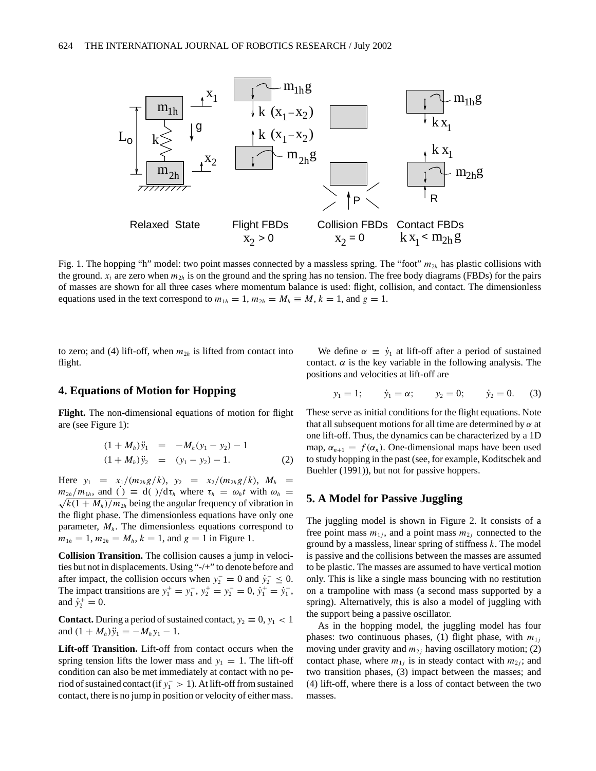Fig. 1. The hopping "h" model: two point masses connected by a massless spring. The "foot" $m_{2h}$ has plastic collisions with the ground. $x_i$ are zero when $m_{2h}$ is on the ground and the spring has no tension. The free body diagrams (FBDs) for the pairs of masses are shown for all three cases where momentum balance is used: flight, collision, and contact. The dimensionless equations used in the text correspond to $m_{1h} = 1$, $m_{2h} = M_h \equiv M$, $k = 1$, and $g = 1$.

to zero; and (4) lift-off, when $m_{2h}$ is lifted from contact into flight.

## 4. Equations of Motion for Hopping

**Flight.** The non-dimensional equations of motion for flight are (see Figure 1):

$$
\begin{aligned}
(1 + M_h)\ddot{y}_1 &= -M_h(y_1 - y_2) - 1 \\
(1 + M_h)\ddot{y}_2 &= (y_1 - y_2) - 1.
\end{aligned}
\tag{2}
$$

Here $y_1 = x_1/(m_{2h}g/k)$, $y_2 = x_2/(m_{2h}g/k)$, $M_h = m_{2h}/m_{1h}$, and $\dot{( )} \equiv d( )/d\tau_h$ where $\tau_h = \omega_h t$ with $\omega_h = \sqrt{k(1 + M_h)/m_{2h}}$ being the angular frequency of vibration in the flight phase. The dimensionless equations have only one parameter, $M_h$. The dimensionless equations correspond to $m_{1h} = 1$, $m_{2h} = M_h$, $k = 1$, and $g = 1$ in Figure 1.

**Collision Transition.** The collision causes a jump in velocities but not in displacements. Using "-/+" to denote before and after impact, the collision occurs when $y_2^- = 0$ and $\dot{y}_2^- \leq 0$. The impact transitions are $y_1^+ = y_1^-$, $y_2^+ = y_2^- = 0$, $\dot{y}_1^+ = \dot{y}_1^-$, and $\dot{y}_2^+ = 0$.

**Contact.** During a period of sustained contact, $y_2 \equiv 0$, $y_1 < 1$ and $(1 + M_h)\ddot{y}_1 = -M_h y_1 - 1$.

**Lift-off Transition.** Lift-off from contact occurs when the spring tension lifts the lower mass and $y_1 = 1$. The lift-off condition can also be met immediately at contact with no period of sustained contact (if $y_1^- > 1$). At lift-off from sustained contact, there is no jump in position or velocity of either mass.

We define $\alpha \equiv \dot{y}_1$ at lift-off after a period of sustained contact. $\alpha$ is the key variable in the following analysis. The positions and velocities at lift-off are

$$
y_1 = 1; \qquad \dot{y}_1 = \alpha; \qquad y_2 = 0; \qquad \dot{y}_2 = 0. \tag{3}
$$

These serve as initial conditions for the flight equations. Note that all subsequent motions for all time are determined by $\alpha$ at one lift-off. Thus, the dynamics can be characterized by a 1D map, $\alpha_{n+1} = f(\alpha_n)$. One-dimensional maps have been used to study hopping in the past (see, for example, Koditschek and Buehler (1991)), but not for passive hoppers.

## 5. A Model for Passive Juggling

The juggling model is shown in Figure 2. It consists of a free point mass $m_{1j}$, and a point mass $m_{2j}$ connected to the ground by a massless, linear spring of stiffness $k$. The model is passive and the collisions between the masses are assumed to be plastic. The masses are assumed to have vertical motion only. This is like a single mass bouncing with no restitution on a trampoline with mass (a second mass supported by a spring). Alternatively, this is also a model of juggling with the support being a passive oscillator.

As in the hopping model, the juggling model has four phases: two continuous phases, (1) flight phase, with $m_{1j}$ moving under gravity and $m_{2j}$ having oscillatory motion; (2) contact phase, where $m_{1j}$ is in steady contact with $m_{2j}$; and two transition phases, (3) impact between the masses; and (4) lift-off, where there is a loss of contact between the two masses.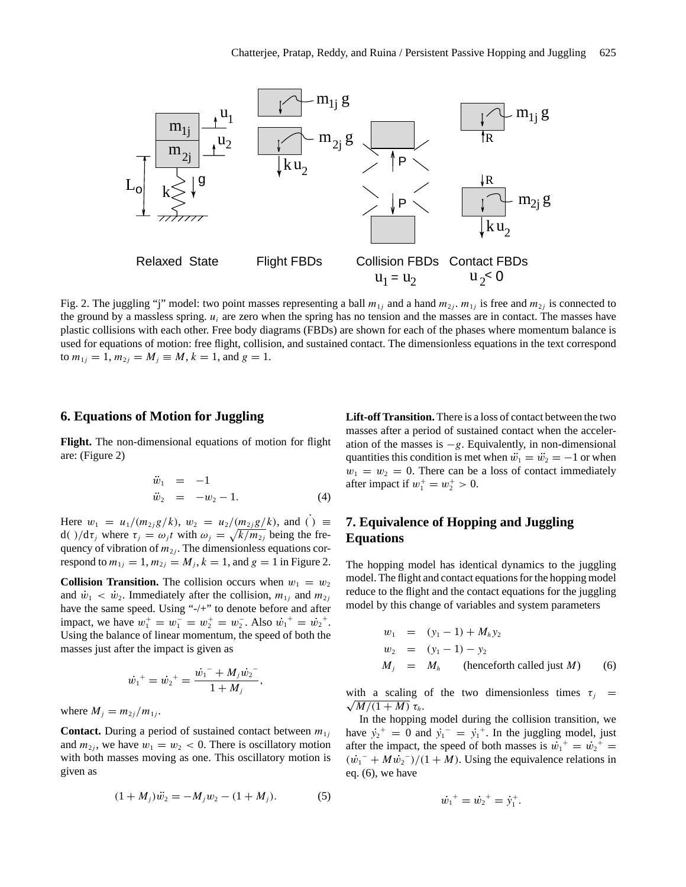Fig. 2. The juggling "j" model: two point masses representing a ball $m_{1j}$ and a hand $m_{2j}$. $m_{1j}$ is free and $m_{2j}$ is connected to the ground by a massless spring. $u_i$ are zero when the spring has no tension and the masses are in contact. The masses have plastic collisions with each other. Free body diagrams (FBDs) are shown for each of the phases where momentum balance is used for equations of motion: free flight, collision, and sustained contact. The dimensionless equations in the text correspond to $m_{1j} = 1$, $m_{2j} = M_j \equiv M$, $k = 1$, and $g = 1$.

## 6. Equations of Motion for Juggling

**Flight.** The non-dimensional equations of motion for flight are: (Figure 2)

$$\begin{aligned} \ddot{w}_1 &= -1 \\ \ddot{w}_2 &= -w_2 - 1. \end{aligned} \tag{4}$$

Here $w_1 = u_1/(m_{2j}g/k)$, $w_2 = u_2/(m_{2j}g/k)$, and $\dot{(\,)} \equiv \mathrm{d}(\,)/\mathrm{d}\tau_j$ where $\tau_j = \omega_j t$ with $\omega_j = \sqrt{k/m_{2j}}$ being the frequency of vibration of $m_{2j}$. The dimensionless equations correspond to $m_{1j} = 1$, $m_{2j} = M_j$, $k = 1$, and $g = 1$ in Figure 2.

**Collision Transition.** The collision occurs when $w_1 = w_2$ and $\dot{w}_1 < \dot{w}_2$. Immediately after the collision, $m_{1j}$ and $m_{2j}$ have the same speed. Using "-/+" to denote before and after impact, we have $w_1^+ = w_1^- = w_2^+ = w_2^-$. Also $\dot{w}_1{}^+ = \dot{w}_2{}^+$. Using the balance of linear momentum, the speed of both the masses just after the impact is given as

$$\dot{w}_1{}^+ = \dot{w}_2{}^+ = \frac{\dot{w}_1{}^- + M_j \dot{w}_2{}^-}{1 + M_j},$$

where $M_j = m_{2j}/m_{1j}$.

**Contact.** During a period of sustained contact between $m_{1j}$ and $m_{2j}$, we have $w_1 = w_2 < 0$. There is oscillatory motion with both masses moving as one. This oscillatory motion is given as

$$(1 + M_j)\ddot{w}_2 = -M_j w_2 - (1 + M_j). \tag{5}$$

**Lift-off Transition.** There is a loss of contact between the two masses after a period of sustained contact when the acceleration of the masses is $-g$. Equivalently, in non-dimensional quantities this condition is met when $\ddot{w}_1 = \ddot{w}_2 = -1$ or when $w_1 = w_2 = 0$. There can be a loss of contact immediately after impact if $w_1^+ = w_2^+ > 0$.

## 7. Equivalence of Hopping and Juggling Equations

The hopping model has identical dynamics to the juggling model. The flight and contact equations for the hopping model reduce to the flight and the contact equations for the juggling model by this change of variables and system parameters

$$\begin{aligned} w_1 &= (y_1 - 1) + M_h y_2 \\ w_2 &= (y_1 - 1) - y_2 \\ M_j &= M_h \qquad \text{(henceforth called just } M) \end{aligned} \tag{6}$$

with a scaling of the two dimensionless times $\tau_j = \sqrt{M/(1 + M)}\, \tau_h$.

In the hopping model during the collision transition, we have $\dot{y}_2{}^+ = 0$ and $\dot{y}_1{}^- = \dot{y}_1{}^+$. In the juggling model, just after the impact, the speed of both masses is $\dot{w}_1{}^+ = \dot{w}_2{}^+ = (\dot{w}_1{}^- + M\dot{w}_2{}^-)/(1 + M)$. Using the equivalence relations in eq. (6), we have

$$\dot{w}_1{}^+ = \dot{w}_2{}^+ = \dot{y}_1^+.$$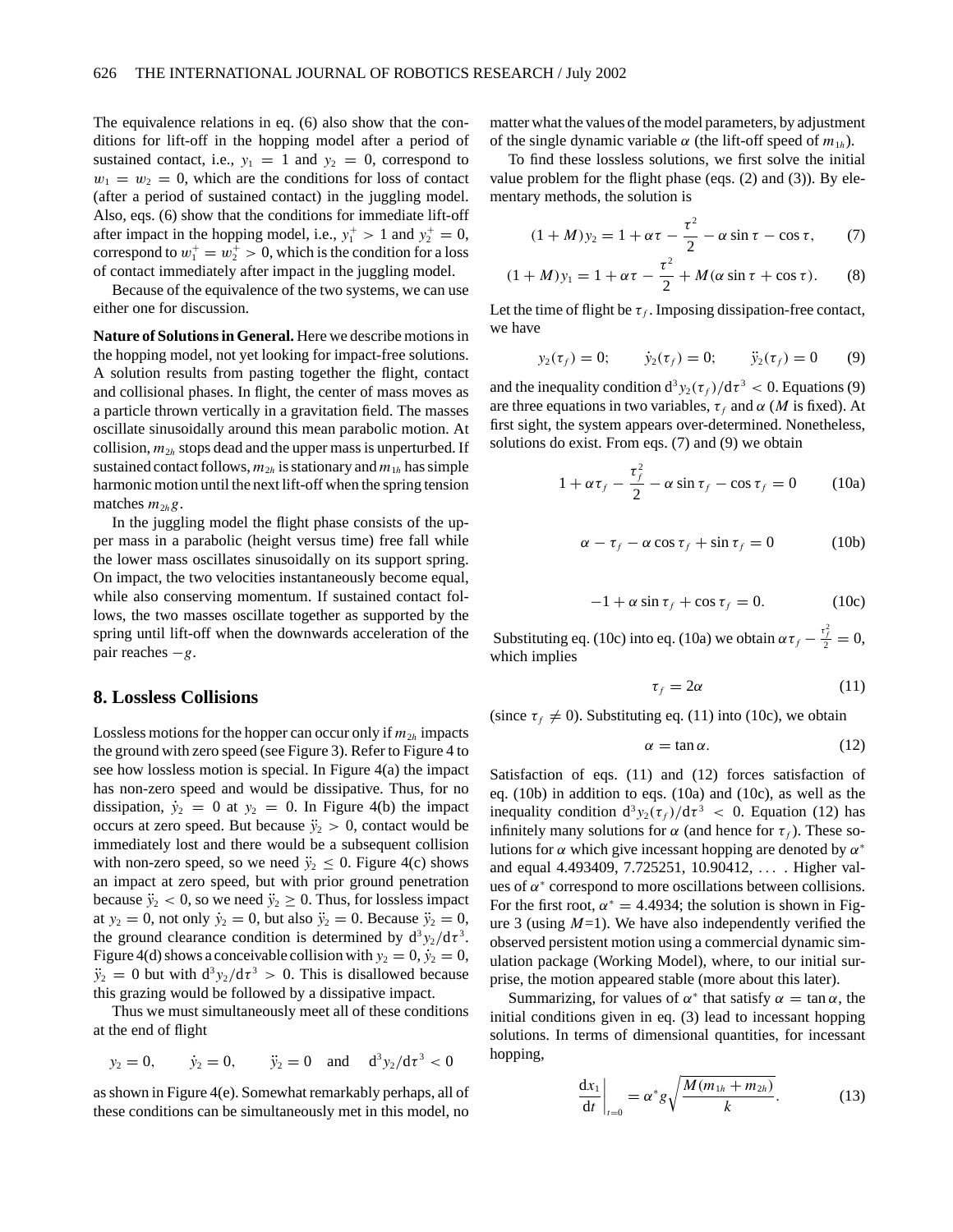The equivalence relations in eq. (6) also show that the conditions for lift-off in the hopping model after a period of sustained contact, i.e., $y_1 = 1$ and $y_2 = 0$, correspond to $w_1 = w_2 = 0$, which are the conditions for loss of contact (after a period of sustained contact) in the juggling model. Also, eqs. (6) show that the conditions for immediate lift-off after impact in the hopping model, i.e., $y_1^+ > 1$ and $y_2^+ = 0$, correspond to $w_1^+ = w_2^+ > 0$, which is the condition for a loss of contact immediately after impact in the juggling model.

Because of the equivalence of the two systems, we can use either one for discussion.

**Nature of Solutions in General.** Here we describe motions in the hopping model, not yet looking for impact-free solutions. A solution results from pasting together the flight, contact and collisional phases. In flight, the center of mass moves as a particle thrown vertically in a gravitation field. The masses oscillate sinusoidally around this mean parabolic motion. At collision, $m_{2h}$ stops dead and the upper mass is unperturbed. If sustained contact follows, $m_{2h}$ is stationary and $m_{1h}$ has simple harmonic motion until the next lift-off when the spring tension matches $m_{2h}g$.

In the juggling model the flight phase consists of the upper mass in a parabolic (height versus time) free fall while the lower mass oscillates sinusoidally on its support spring. On impact, the two velocities instantaneously become equal, while also conserving momentum. If sustained contact follows, the two masses oscillate together as supported by the spring until lift-off when the downwards acceleration of the pair reaches $-g$.

## 8. Lossless Collisions

Lossless motions for the hopper can occur only if $m_{2h}$ impacts the ground with zero speed (see Figure 3). Refer to Figure 4 to see how lossless motion is special. In Figure 4(a) the impact has non-zero speed and would be dissipative. Thus, for no dissipation, $\dot{y}_2 = 0$ at $y_2 = 0$. In Figure 4(b) the impact occurs at zero speed. But because $\ddot{y}_2 > 0$, contact would be immediately lost and there would be a subsequent collision with non-zero speed, so we need $\ddot{y}_2 \leq 0$. Figure 4(c) shows an impact at zero speed, but with prior ground penetration because $\ddot{y}_2 < 0$, so we need $\ddot{y}_2 \geq 0$. Thus, for lossless impact at $y_2 = 0$, not only $\dot{y}_2 = 0$, but also $\ddot{y}_2 = 0$. Because $\ddot{y}_2 = 0$, the ground clearance condition is determined by $\mathrm{d}^3y_2/\mathrm{d}\tau^3$. Figure 4(d) shows a conceivable collision with $y_2 = 0$, $\dot{y}_2 = 0$, $\ddot{y}_2 = 0$ but with $\mathrm{d}^3y_2/\mathrm{d}\tau^3 > 0$. This is disallowed because this grazing would be followed by a dissipative impact.

Thus we must simultaneously meet all of these conditions at the end of flight

$$y_2 = 0, \qquad \dot{y}_2 = 0, \qquad \ddot{y}_2 = 0 \quad \text{and} \quad \mathrm{d}^3y_2/\mathrm{d}\tau^3 < 0$$

as shown in Figure 4(e). Somewhat remarkably perhaps, all of these conditions can be simultaneously met in this model, no matter what the values of the model parameters, by adjustment of the single dynamic variable $\alpha$ (the lift-off speed of $m_{1h}$).

To find these lossless solutions, we first solve the initial value problem for the flight phase (eqs. (2) and (3)). By elementary methods, the solution is

$$(1 + M)y_2 = 1 + \alpha\tau - \frac{\tau^2}{2} - \alpha \sin\tau - \cos\tau, \qquad (7)$$

$$(1 + M)y_1 = 1 + \alpha\tau - \frac{\tau^2}{2} + M(\alpha \sin\tau + \cos\tau). \qquad (8)$$

Let the time of flight be $\tau_f$. Imposing dissipation-free contact, we have

$$y_2(\tau_f) = 0; \qquad \dot{y}_2(\tau_f) = 0; \qquad \ddot{y}_2(\tau_f) = 0 \qquad (9)$$

and the inequality condition $\mathrm{d}^3y_2(\tau_f)/\mathrm{d}\tau^3 < 0$. Equations (9) are three equations in two variables, $\tau_f$ and $\alpha$ ($M$ is fixed). At first sight, the system appears over-determined. Nonetheless, solutions do exist. From eqs. (7) and (9) we obtain

$$1 + \alpha\tau_f - \frac{\tau_f^2}{2} - \alpha \sin\tau_f - \cos\tau_f = 0 \qquad (10a)$$

$$\alpha - \tau_f - \alpha \cos\tau_f + \sin\tau_f = 0 \qquad (10b)$$

$$-1 + \alpha \sin\tau_f + \cos\tau_f = 0. \qquad (10c)$$

Substituting eq. (10c) into eq. (10a) we obtain $\alpha\tau_f - \frac{\tau_f^2}{2} = 0$, which implies

$$\tau_f = 2\alpha \qquad (11)$$

(since $\tau_f \neq 0$). Substituting eq. (11) into (10c), we obtain

$$\alpha = \tan\alpha. \qquad (12)$$

Satisfaction of eqs. (11) and (12) forces satisfaction of eq. (10b) in addition to eqs. (10a) and (10c), as well as the inequality condition $\mathrm{d}^3y_2(\tau_f)/\mathrm{d}\tau^3 < 0$. Equation (12) has infinitely many solutions for $\alpha$ (and hence for $\tau_f$). These solutions for $\alpha$ which give incessant hopping are denoted by $\alpha^*$ and equal 4.493409, 7.725251, 10.90412, … . Higher values of $\alpha^*$ correspond to more oscillations between collisions. For the first root, $\alpha^* = 4.4934$; the solution is shown in Figure 3 (using $M$=1). We have also independently verified the observed persistent motion using a commercial dynamic simulation package (Working Model), where, to our initial surprise, the motion appeared stable (more about this later).

Summarizing, for values of $\alpha^*$ that satisfy $\alpha = \tan\alpha$, the initial conditions given in eq. (3) lead to incessant hopping solutions. In terms of dimensional quantities, for incessant hopping,

$$\left.\frac{\mathrm{d}x_1}{\mathrm{d}t}\right|_{t=0} = \alpha^* g \sqrt{\frac{M(m_{1h} + m_{2h})}{k}}. \qquad (13)$$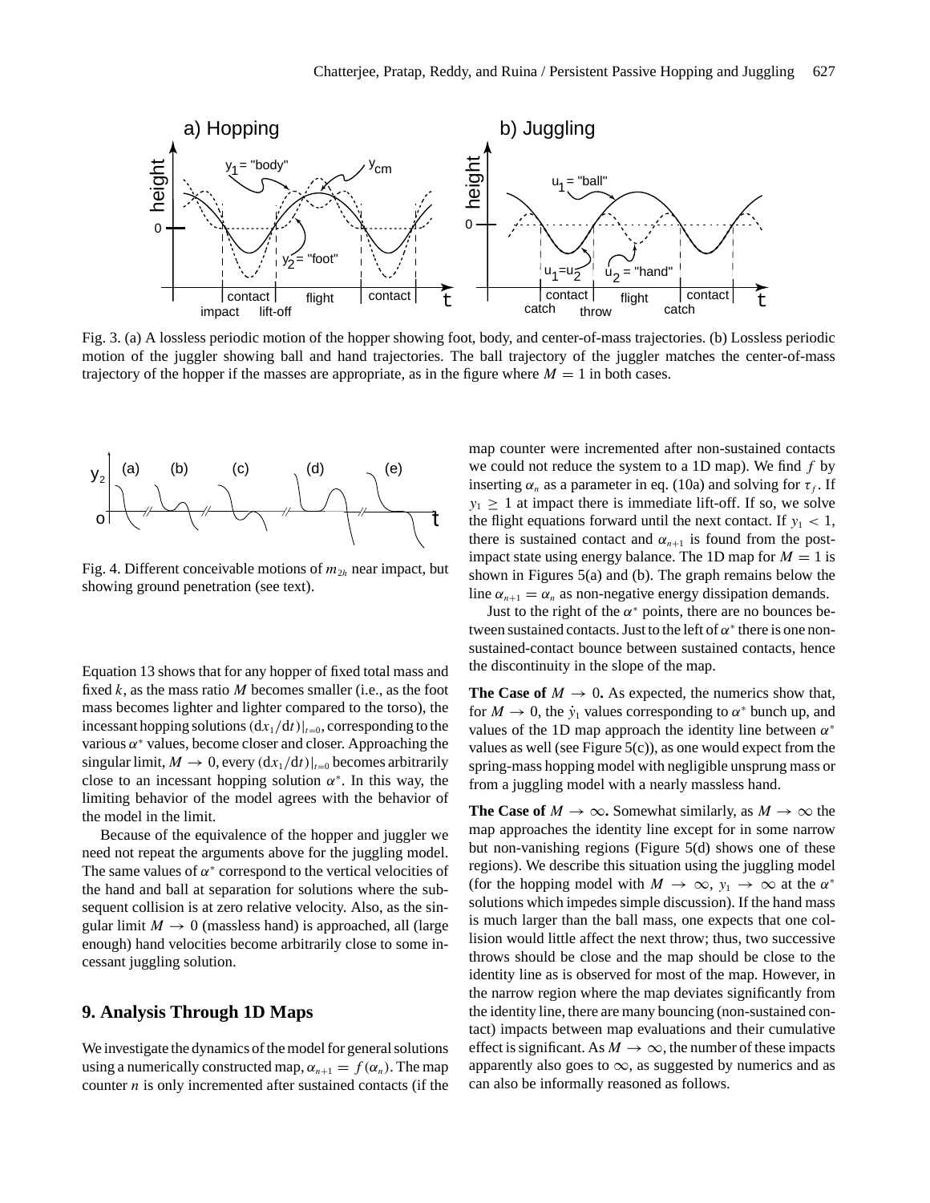Fig. 3. (a) A lossless periodic motion of the hopper showing foot, body, and center-of-mass trajectories. (b) Lossless periodic motion of the juggler showing ball and hand trajectories. The ball trajectory of the juggler matches the center-of-mass trajectory of the hopper if the masses are appropriate, as in the figure where $M = 1$ in both cases.

Fig. 4. Different conceivable motions of $m_{2h}$ near impact, but showing ground penetration (see text).

Equation 13 shows that for any hopper of fixed total mass and fixed $k$, as the mass ratio $M$ becomes smaller (i.e., as the foot mass becomes lighter and lighter compared to the torso), the incessant hopping solutions $(\mathrm{d}x_1/\mathrm{d}t)|_{t=0}$, corresponding to the various $\alpha^*$ values, become closer and closer. Approaching the singular limit, $M \to 0$, every $(\mathrm{d}x_1/\mathrm{d}t)|_{t=0}$ becomes arbitrarily close to an incessant hopping solution $\alpha^*$. In this way, the limiting behavior of the model agrees with the behavior of the model in the limit.

Because of the equivalence of the hopper and juggler we need not repeat the arguments above for the juggling model. The same values of $\alpha^*$ correspond to the vertical velocities of the hand and ball at separation for solutions where the subsequent collision is at zero relative velocity. Also, as the singular limit $M \to 0$ (massless hand) is approached, all (large enough) hand velocities become arbitrarily close to some incessant juggling solution.

## 9. Analysis Through 1D Maps

We investigate the dynamics of the model for general solutions using a numerically constructed map, $\alpha_{n+1} = f(\alpha_n)$. The map counter $n$ is only incremented after sustained contacts (if the map counter were incremented after non-sustained contacts we could not reduce the system to a 1D map). We find $f$ by inserting $\alpha_n$ as a parameter in eq. (10a) and solving for $\tau_f$. If $y_1 \geq 1$ at impact there is immediate lift-off. If so, we solve the flight equations forward until the next contact. If $y_1 < 1$, there is sustained contact and $\alpha_{n+1}$ is found from the post-impact state using energy balance. The 1D map for $M = 1$ is shown in Figures 5(a) and (b). The graph remains below the line $\alpha_{n+1} = \alpha_n$ as non-negative energy dissipation demands.

Just to the right of the $\alpha^*$ points, there are no bounces between sustained contacts. Just to the left of $\alpha^*$ there is one non-sustained-contact bounce between sustained contacts, hence the discontinuity in the slope of the map.

**The Case of $M \to 0$.** As expected, the numerics show that, for $M \to 0$, the $\dot{y}_1$ values corresponding to $\alpha^*$ bunch up, and values of the 1D map approach the identity line between $\alpha^*$ values as well (see Figure 5(c)), as one would expect from the spring-mass hopping model with negligible unsprung mass or from a juggling model with a nearly massless hand.

**The Case of $M \to \infty$.** Somewhat similarly, as $M \to \infty$ the map approaches the identity line except for in some narrow but non-vanishing regions (Figure 5(d) shows one of these regions). We describe this situation using the juggling model (for the hopping model with $M \to \infty$, $y_1 \to \infty$ at the $\alpha^*$ solutions which impedes simple discussion). If the hand mass is much larger than the ball mass, one expects that one collision would little affect the next throw; thus, two successive throws should be close and the map should be close to the identity line as is observed for most of the map. However, in the narrow region where the map deviates significantly from the identity line, there are many bouncing (non-sustained contact) impacts between map evaluations and their cumulative effect is significant. As $M \to \infty$, the number of these impacts apparently also goes to $\infty$, as suggested by numerics and as can also be informally reasoned as follows.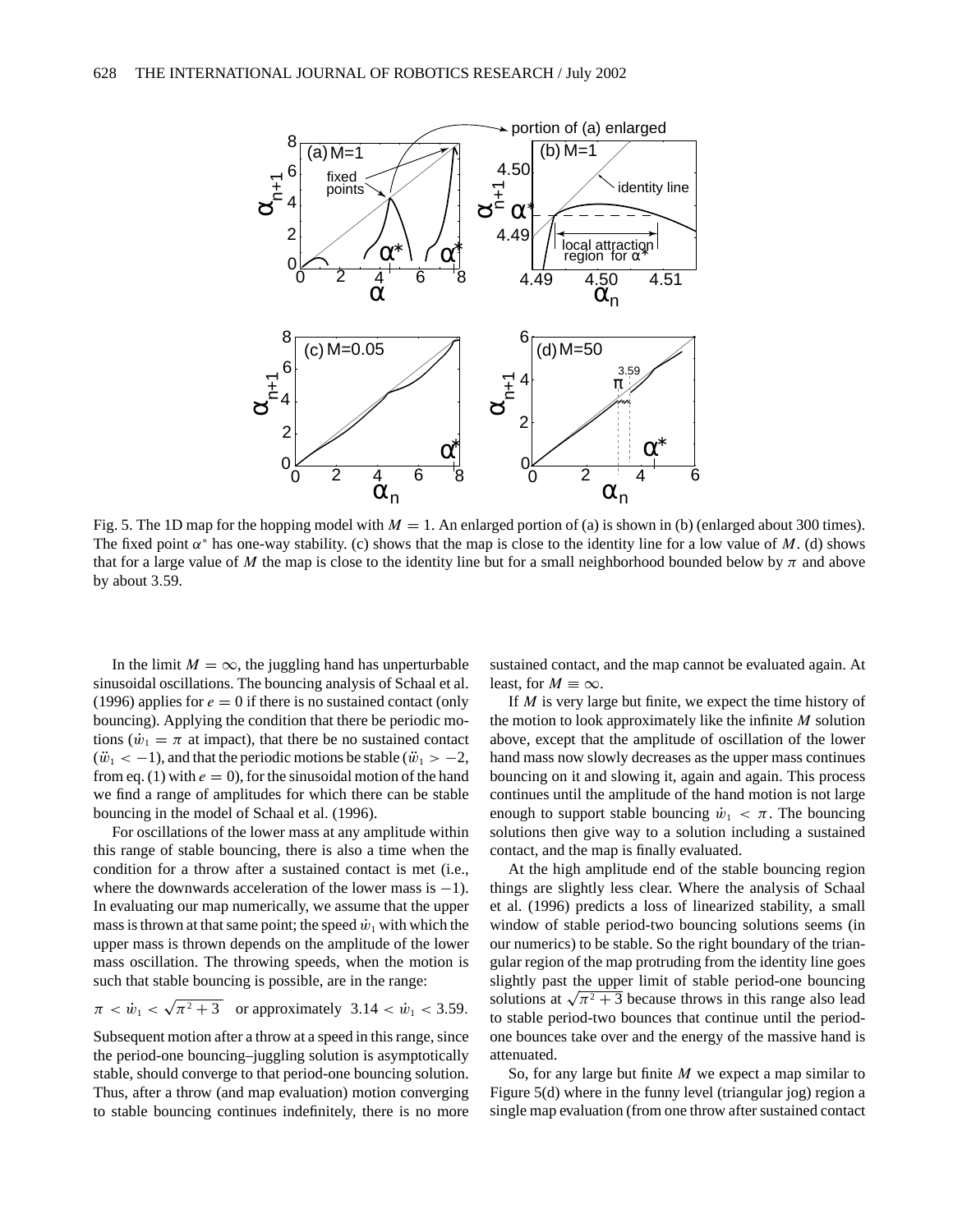Fig. 5. The 1D map for the hopping model with $M = 1$. An enlarged portion of (a) is shown in (b) (enlarged about 300 times). The fixed point $\alpha^*$ has one-way stability. (c) shows that the map is close to the identity line for a low value of $M$. (d) shows that for a large value of $M$ the map is close to the identity line but for a small neighborhood bounded below by $\pi$ and above by about 3.59.

In the limit $M = \infty$, the juggling hand has unperturbable sinusoidal oscillations. The bouncing analysis of Schaal et al. (1996) applies for $e = 0$ if there is no sustained contact (only bouncing). Applying the condition that there be periodic motions ($\dot{w}_1 = \pi$ at impact), that there be no sustained contact ($\ddot{w}_1 < -1$), and that the periodic motions be stable ($\ddot{w}_1 > -2$, from eq. (1) with $e = 0$), for the sinusoidal motion of the hand we find a range of amplitudes for which there can be stable bouncing in the model of Schaal et al. (1996).

For oscillations of the lower mass at any amplitude within this range of stable bouncing, there is also a time when the condition for a throw after a sustained contact is met (i.e., where the downwards acceleration of the lower mass is $-1$). In evaluating our map numerically, we assume that the upper mass is thrown at that same point; the speed $\dot{w}_1$ with which the upper mass is thrown depends on the amplitude of the lower mass oscillation. The throwing speeds, when the motion is such that stable bouncing is possible, are in the range:

$$\pi < \dot{w}_1 < \sqrt{\pi^2 + 3} \quad \text{or approximately} \quad 3.14 < \dot{w}_1 < 3.59.$$

Subsequent motion after a throw at a speed in this range, since the period-one bouncing–juggling solution is asymptotically stable, should converge to that period-one bouncing solution. Thus, after a throw (and map evaluation) motion converging to stable bouncing continues indefinitely, there is no more sustained contact, and the map cannot be evaluated again. At least, for $M \equiv \infty$.

If $M$ is very large but finite, we expect the time history of the motion to look approximately like the infinite $M$ solution above, except that the amplitude of oscillation of the lower hand mass now slowly decreases as the upper mass continues bouncing on it and slowing it, again and again. This process continues until the amplitude of the hand motion is not large enough to support stable bouncing $\dot{w}_1 < \pi$. The bouncing solutions then give way to a solution including a sustained contact, and the map is finally evaluated.

At the high amplitude end of the stable bouncing region things are slightly less clear. Where the analysis of Schaal et al. (1996) predicts a loss of linearized stability, a small window of stable period-two bouncing solutions seems (in our numerics) to be stable. So the right boundary of the triangular region of the map protruding from the identity line goes slightly past the upper limit of stable period-one bouncing solutions at $\sqrt{\pi^2 + 3}$ because throws in this range also lead to stable period-two bounces that continue until the period-one bounces take over and the energy of the massive hand is attenuated.

So, for any large but finite $M$ we expect a map similar to Figure 5(d) where in the funny level (triangular jog) region a single map evaluation (from one throw after sustained contact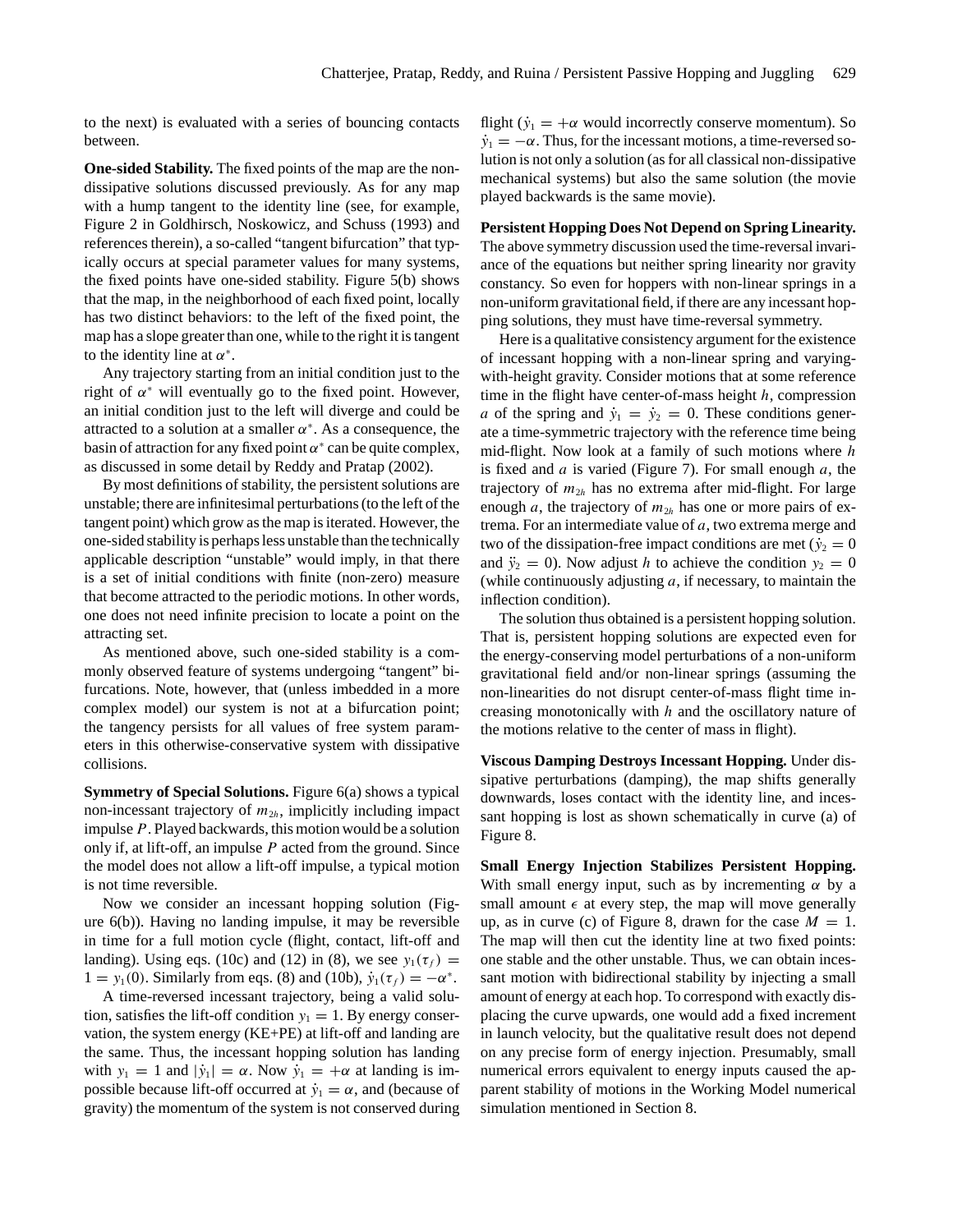to the next) is evaluated with a series of bouncing contacts between.

**One-sided Stability.** The fixed points of the map are the non-dissipative solutions discussed previously. As for any map with a hump tangent to the identity line (see, for example, Figure 2 in Goldhirsch, Noskowicz, and Schuss (1993) and references therein), a so-called "tangent bifurcation" that typically occurs at special parameter values for many systems, the fixed points have one-sided stability. Figure 5(b) shows that the map, in the neighborhood of each fixed point, locally has two distinct behaviors: to the left of the fixed point, the map has a slope greater than one, while to the right it is tangent to the identity line at $\alpha^*$.

Any trajectory starting from an initial condition just to the right of $\alpha^*$ will eventually go to the fixed point. However, an initial condition just to the left will diverge and could be attracted to a solution at a smaller $\alpha^*$. As a consequence, the basin of attraction for any fixed point $\alpha^*$ can be quite complex, as discussed in some detail by Reddy and Pratap (2002).

By most definitions of stability, the persistent solutions are unstable; there are infinitesimal perturbations (to the left of the tangent point) which grow as the map is iterated. However, the one-sided stability is perhaps less unstable than the technically applicable description "unstable" would imply, in that there is a set of initial conditions with finite (non-zero) measure that become attracted to the periodic motions. In other words, one does not need infinite precision to locate a point on the attracting set.

As mentioned above, such one-sided stability is a commonly observed feature of systems undergoing "tangent" bifurcations. Note, however, that (unless imbedded in a more complex model) our system is not at a bifurcation point; the tangency persists for all values of free system parameters in this otherwise-conservative system with dissipative collisions.

**Symmetry of Special Solutions.** Figure 6(a) shows a typical non-incessant trajectory of $m_{2h}$, implicitly including impact impulse $P$. Played backwards, this motion would be a solution only if, at lift-off, an impulse $P$ acted from the ground. Since the model does not allow a lift-off impulse, a typical motion is not time reversible.

Now we consider an incessant hopping solution (Figure 6(b)). Having no landing impulse, it may be reversible in time for a full motion cycle (flight, contact, lift-off and landing). Using eqs. (10c) and (12) in (8), we see $y_1(\tau_f) = 1 = y_1(0)$. Similarly from eqs. (8) and (10b), $\dot{y}_1(\tau_f) = -\alpha^*$.

A time-reversed incessant trajectory, being a valid solution, satisfies the lift-off condition $y_1 = 1$. By energy conservation, the system energy (KE+PE) at lift-off and landing are the same. Thus, the incessant hopping solution has landing with $y_1 = 1$ and $|\dot{y}_1| = \alpha$. Now $\dot{y}_1 = +\alpha$ at landing is impossible because lift-off occurred at $\dot{y}_1 = \alpha$, and (because of gravity) the momentum of the system is not conserved during flight ($\dot{y}_1 = +\alpha$ would incorrectly conserve momentum). So $\dot{y}_1 = -\alpha$. Thus, for the incessant motions, a time-reversed solution is not only a solution (as for all classical non-dissipative mechanical systems) but also the same solution (the movie played backwards is the same movie).

**Persistent Hopping Does Not Depend on Spring Linearity.** The above symmetry discussion used the time-reversal invariance of the equations but neither spring linearity nor gravity constancy. So even for hoppers with non-linear springs in a non-uniform gravitational field, if there are any incessant hopping solutions, they must have time-reversal symmetry.

Here is a qualitative consistency argument for the existence of incessant hopping with a non-linear spring and varying-with-height gravity. Consider motions that at some reference time in the flight have center-of-mass height $h$, compression $a$ of the spring and $\dot{y}_1 = \dot{y}_2 = 0$. These conditions generate a time-symmetric trajectory with the reference time being mid-flight. Now look at a family of such motions where $h$ is fixed and $a$ is varied (Figure 7). For small enough $a$, the trajectory of $m_{2h}$ has no extrema after mid-flight. For large enough $a$, the trajectory of $m_{2h}$ has one or more pairs of extrema. For an intermediate value of $a$, two extrema merge and two of the dissipation-free impact conditions are met ($\dot{y}_2 = 0$ and $\ddot{y}_2 = 0$). Now adjust $h$ to achieve the condition $y_2 = 0$ (while continuously adjusting $a$, if necessary, to maintain the inflection condition).

The solution thus obtained is a persistent hopping solution. That is, persistent hopping solutions are expected even for the energy-conserving model perturbations of a non-uniform gravitational field and/or non-linear springs (assuming the non-linearities do not disrupt center-of-mass flight time increasing monotonically with $h$ and the oscillatory nature of the motions relative to the center of mass in flight).

**Viscous Damping Destroys Incessant Hopping.** Under dissipative perturbations (damping), the map shifts generally downwards, loses contact with the identity line, and incessant hopping is lost as shown schematically in curve (a) of Figure 8.

**Small Energy Injection Stabilizes Persistent Hopping.** With small energy input, such as by incrementing $\alpha$ by a small amount $\epsilon$ at every step, the map will move generally up, as in curve (c) of Figure 8, drawn for the case $M = 1$. The map will then cut the identity line at two fixed points: one stable and the other unstable. Thus, we can obtain incessant motion with bidirectional stability by injecting a small amount of energy at each hop. To correspond with exactly displacing the curve upwards, one would add a fixed increment in launch velocity, but the qualitative result does not depend on any precise form of energy injection. Presumably, small numerical errors equivalent to energy inputs caused the apparent stability of motions in the Working Model numerical simulation mentioned in Section 8.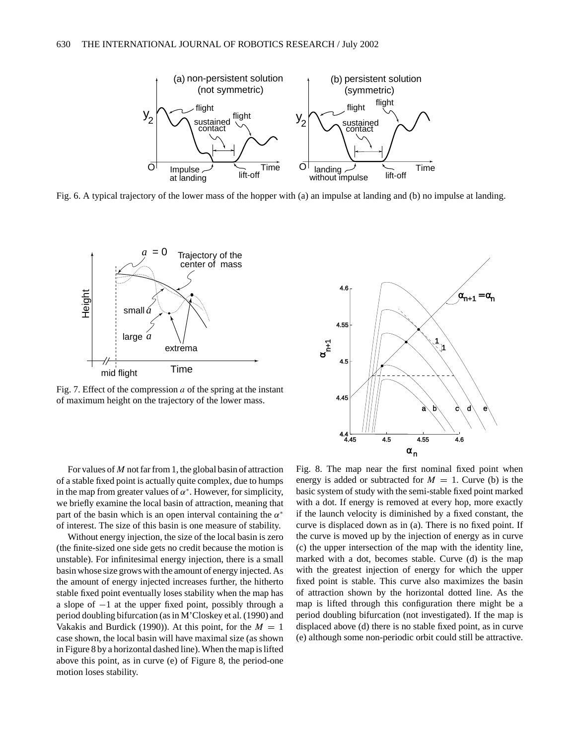Fig. 6. A typical trajectory of the lower mass of the hopper with (a) an impulse at landing and (b) no impulse at landing.

Fig. 7. Effect of the compression $a$ of the spring at the instant of maximum height on the trajectory of the lower mass.

Fig. 8. The map near the first nominal fixed point when energy is added or subtracted for $M = 1$. Curve (b) is the basic system of study with the semi-stable fixed point marked with a dot. If energy is removed at every hop, more exactly if the launch velocity is diminished by a fixed constant, the curve is displaced down as in (a). There is no fixed point. If the curve is moved up by the injection of energy as in curve (c) the upper intersection of the map with the identity line, marked with a dot, becomes stable. Curve (d) is the map with the greatest injection of energy for which the upper fixed point is stable. This curve also maximizes the basin of attraction shown by the horizontal dotted line. As the map is lifted through this configuration there might be a period doubling bifurcation (not investigated). If the map is displaced above (d) there is no stable fixed point, as in curve (e) although some non-periodic orbit could still be attractive.

For values of $M$ not far from 1, the global basin of attraction of a stable fixed point is actually quite complex, due to humps in the map from greater values of $\alpha^*$. However, for simplicity, we briefly examine the local basin of attraction, meaning that part of the basin which is an open interval containing the $\alpha^*$ of interest. The size of this basin is one measure of stability.

Without energy injection, the size of the local basin is zero (the finite-sized one side gets no credit because the motion is unstable). For infinitesimal energy injection, there is a small basin whose size grows with the amount of energy injected. As the amount of energy injected increases further, the hitherto stable fixed point eventually loses stability when the map has a slope of $-1$ at the upper fixed point, possibly through a period doubling bifurcation (as in M'Closkey et al. (1990) and Vakakis and Burdick (1990)). At this point, for the $M = 1$ case shown, the local basin will have maximal size (as shown in Figure 8 by a horizontal dashed line). When the map is lifted above this point, as in curve (e) of Figure 8, the period-one motion loses stability.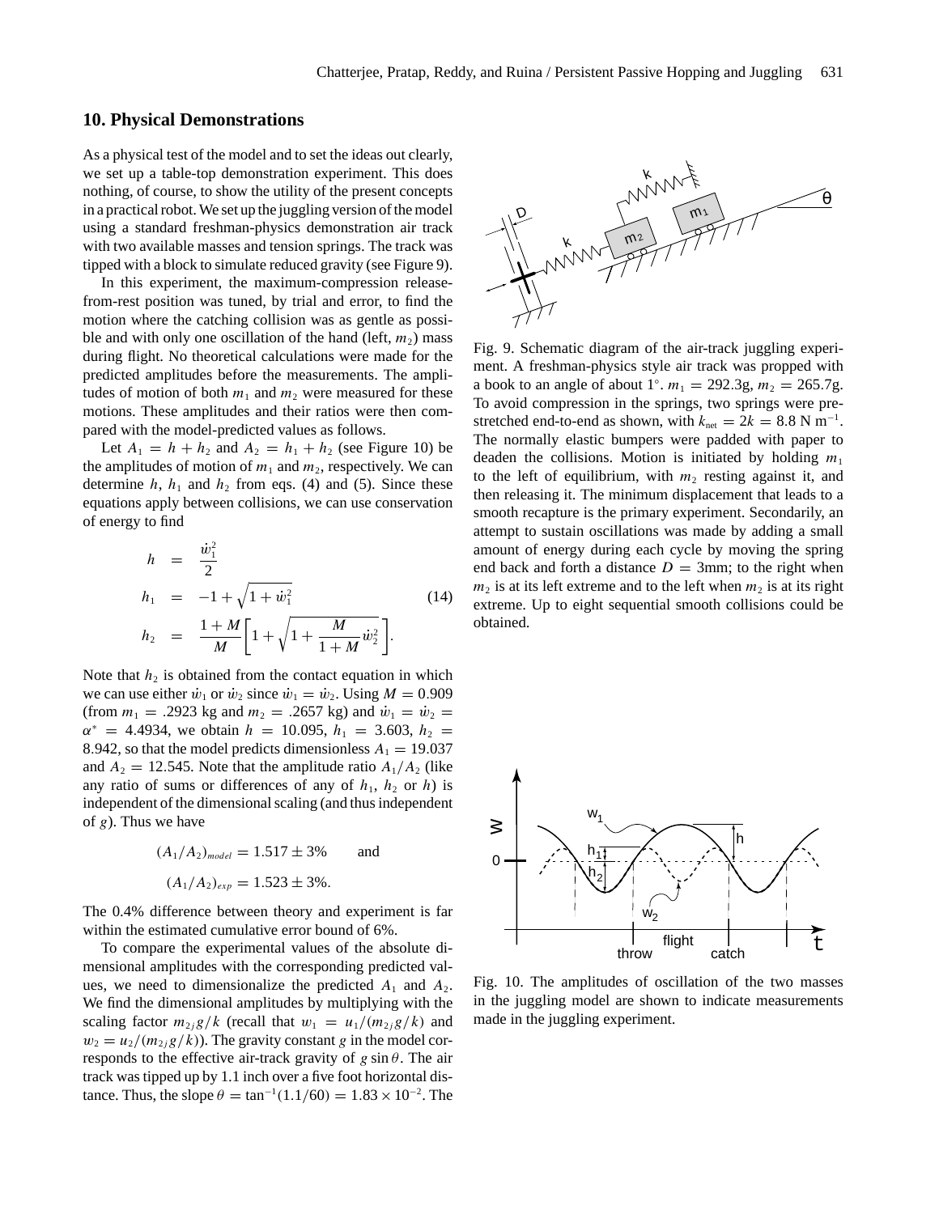## 10. Physical Demonstrations

As a physical test of the model and to set the ideas out clearly, we set up a table-top demonstration experiment. This does nothing, of course, to show the utility of the present concepts in a practical robot. We set up the juggling version of the model using a standard freshman-physics demonstration air track with two available masses and tension springs. The track was tipped with a block to simulate reduced gravity (see Figure 9).

In this experiment, the maximum-compression release-from-rest position was tuned, by trial and error, to find the motion where the catching collision was as gentle as possible and with only one oscillation of the hand (left, $m_2$) mass during flight. No theoretical calculations were made for the predicted amplitudes before the measurements. The amplitudes of motion of both $m_1$ and $m_2$ were measured for these motions. These amplitudes and their ratios were then compared with the model-predicted values as follows.

Let $A_1 = h + h_2$ and $A_2 = h_1 + h_2$ (see Figure 10) be the amplitudes of motion of $m_1$ and $m_2$, respectively. We can determine $h$, $h_1$ and $h_2$ from eqs. (4) and (5). Since these equations apply between collisions, we can use conservation of energy to find

$$
\begin{aligned}
h &= \frac{\dot{w}_1^2}{2} \\
h_1 &= -1 + \sqrt{1 + \dot{w}_1^2} \\
h_2 &= \frac{1+M}{M}\left[1 + \sqrt{1 + \frac{M}{1+M}\dot{w}_2^2}\right].
\end{aligned}
\tag{14}
$$

Note that $h_2$ is obtained from the contact equation in which we can use either $\dot{w}_1$ or $\dot{w}_2$ since $\dot{w}_1 = \dot{w}_2$. Using $M = 0.909$ (from $m_1 = .2923$ kg and $m_2 = .2657$ kg) and $\dot{w}_1 = \dot{w}_2 = \alpha^* = 4.4934$, we obtain $h = 10.095$, $h_1 = 3.603$, $h_2 = 8.942$, so that the model predicts dimensionless $A_1 = 19.037$ and $A_2 = 12.545$. Note that the amplitude ratio $A_1/A_2$ (like any ratio of sums or differences of any of $h_1$, $h_2$ or $h$) is independent of the dimensional scaling (and thus independent of $g$). Thus we have

$$(A_1/A_2)_{model} = 1.517 \pm 3\% \qquad \text{and}$$

$$(A_1/A_2)_{exp} = 1.523 \pm 3\%.$$

The 0.4% difference between theory and experiment is far within the estimated cumulative error bound of 6%.

To compare the experimental values of the absolute dimensional amplitudes with the corresponding predicted values, we need to dimensionalize the predicted $A_1$ and $A_2$. We find the dimensional amplitudes by multiplying with the scaling factor $m_{2j}g/k$ (recall that $w_1 = u_1/(m_{2j}g/k)$ and $w_2 = u_2/(m_{2j}g/k)$). The gravity constant $g$ in the model corresponds to the effective air-track gravity of $g \sin\theta$. The air track was tipped up by 1.1 inch over a five foot horizontal distance. Thus, the slope $\theta = \tan^{-1}(1.1/60) = 1.83 \times 10^{-2}$. The

Fig. 9. Schematic diagram of the air-track juggling experiment. A freshman-physics style air track was propped with a book to an angle of about 1°. $m_1 = 292.3$g, $m_2 = 265.7$g. To avoid compression in the springs, two springs were pre-stretched end-to-end as shown, with $k_{net} = 2k = 8.8$ N m$^{-1}$. The normally elastic bumpers were padded with paper to deaden the collisions. Motion is initiated by holding $m_1$ to the left of equilibrium, with $m_2$ resting against it, and then releasing it. The minimum displacement that leads to a smooth recapture is the primary experiment. Secondarily, an attempt to sustain oscillations was made by adding a small amount of energy during each cycle by moving the spring end back and forth a distance $D = 3$mm; to the right when $m_2$ is at its left extreme and to the left when $m_2$ is at its right extreme. Up to eight sequential smooth collisions could be obtained.

Fig. 10. The amplitudes of oscillation of the two masses in the juggling model are shown to indicate measurements made in the juggling experiment.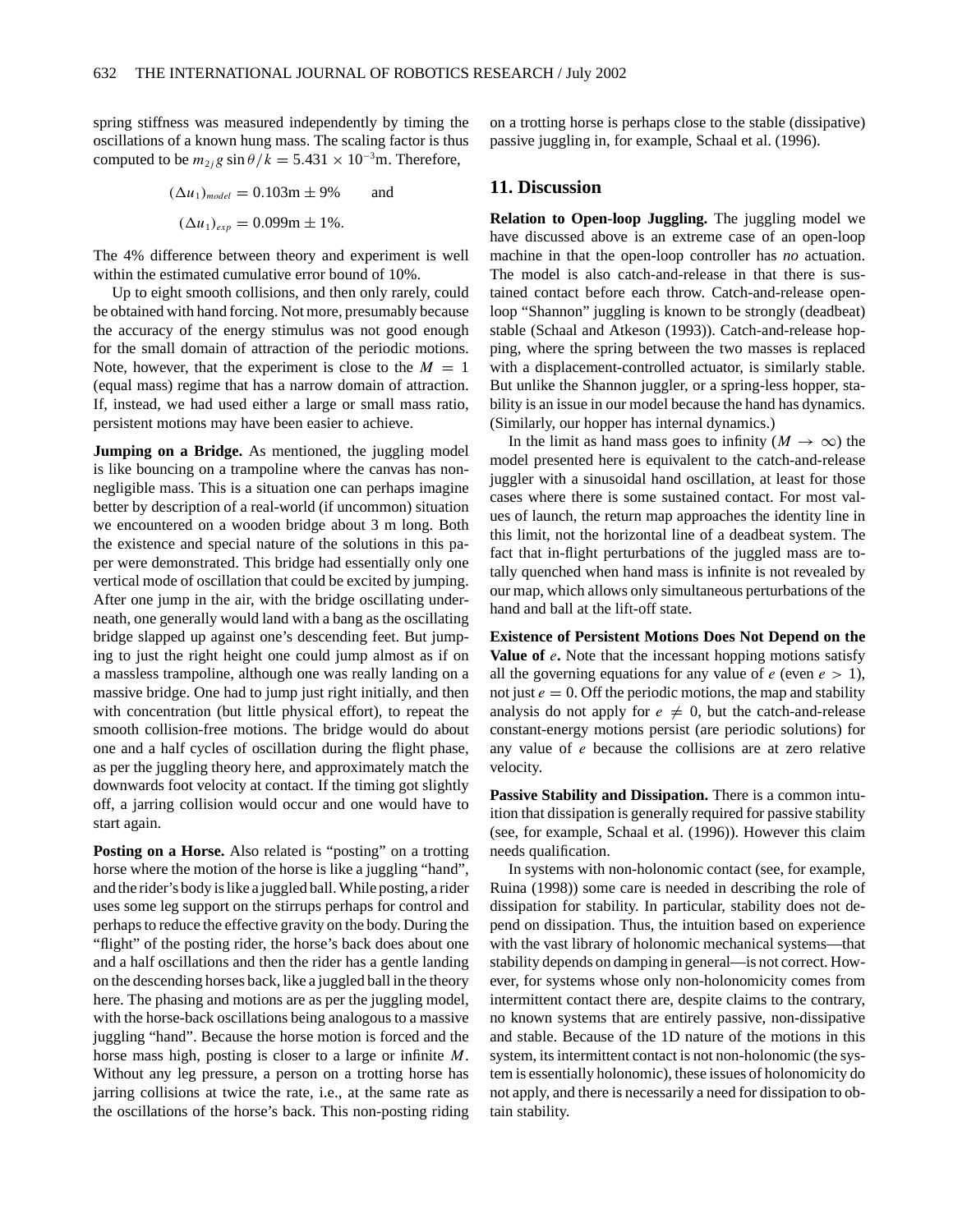spring stiffness was measured independently by timing the oscillations of a known hung mass. The scaling factor is thus computed to be $m_{2j} g \sin\theta / k = 5.431 \times 10^{-3}$m. Therefore,

$$(\Delta u_1)_{model} = 0.103\text{m} \pm 9\% \qquad \text{and}$$

$$(\Delta u_1)_{exp} = 0.099\text{m} \pm 1\%.$$

The 4% difference between theory and experiment is well within the estimated cumulative error bound of 10%.

Up to eight smooth collisions, and then only rarely, could be obtained with hand forcing. Not more, presumably because the accuracy of the energy stimulus was not good enough for the small domain of attraction of the periodic motions. Note, however, that the experiment is close to the $M = 1$ (equal mass) regime that has a narrow domain of attraction. If, instead, we had used either a large or small mass ratio, persistent motions may have been easier to achieve.

**Jumping on a Bridge.** As mentioned, the juggling model is like bouncing on a trampoline where the canvas has non-negligible mass. This is a situation one can perhaps imagine better by description of a real-world (if uncommon) situation we encountered on a wooden bridge about 3 m long. Both the existence and special nature of the solutions in this paper were demonstrated. This bridge had essentially only one vertical mode of oscillation that could be excited by jumping. After one jump in the air, with the bridge oscillating underneath, one generally would land with a bang as the oscillating bridge slapped up against one's descending feet. But jumping to just the right height one could jump almost as if on a massless trampoline, although one was really landing on a massive bridge. One had to jump just right initially, and then with concentration (but little physical effort), to repeat the smooth collision-free motions. The bridge would do about one and a half cycles of oscillation during the flight phase, as per the juggling theory here, and approximately match the downwards foot velocity at contact. If the timing got slightly off, a jarring collision would occur and one would have to start again.

**Posting on a Horse.** Also related is "posting" on a trotting horse where the motion of the horse is like a juggling "hand", and the rider's body is like a juggled ball. While posting, a rider uses some leg support on the stirrups perhaps for control and perhaps to reduce the effective gravity on the body. During the "flight" of the posting rider, the horse's back does about one and a half oscillations and then the rider has a gentle landing on the descending horses back, like a juggled ball in the theory here. The phasing and motions are as per the juggling model, with the horse-back oscillations being analogous to a massive juggling "hand". Because the horse motion is forced and the horse mass high, posting is closer to a large or infinite $M$. Without any leg pressure, a person on a trotting horse has jarring collisions at twice the rate, i.e., at the same rate as the oscillations of the horse's back. This non-posting riding on a trotting horse is perhaps close to the stable (dissipative) passive juggling in, for example, Schaal et al. (1996).

## 11. Discussion

**Relation to Open-loop Juggling.** The juggling model we have discussed above is an extreme case of an open-loop machine in that the open-loop controller has *no* actuation. The model is also catch-and-release in that there is sustained contact before each throw. Catch-and-release open-loop "Shannon" juggling is known to be strongly (deadbeat) stable (Schaal and Atkeson (1993)). Catch-and-release hopping, where the spring between the two masses is replaced with a displacement-controlled actuator, is similarly stable. But unlike the Shannon juggler, or a spring-less hopper, stability is an issue in our model because the hand has dynamics. (Similarly, our hopper has internal dynamics.)

In the limit as hand mass goes to infinity ($M \to \infty$) the model presented here is equivalent to the catch-and-release juggler with a sinusoidal hand oscillation, at least for those cases where there is some sustained contact. For most values of launch, the return map approaches the identity line in this limit, not the horizontal line of a deadbeat system. The fact that in-flight perturbations of the juggled mass are totally quenched when hand mass is infinite is not revealed by our map, which allows only simultaneous perturbations of the hand and ball at the lift-off state.

**Existence of Persistent Motions Does Not Depend on the Value of $e$.** Note that the incessant hopping motions satisfy all the governing equations for any value of $e$ (even $e > 1$), not just $e = 0$. Off the periodic motions, the map and stability analysis do not apply for $e \neq 0$, but the catch-and-release constant-energy motions persist (are periodic solutions) for any value of $e$ because the collisions are at zero relative velocity.

**Passive Stability and Dissipation.** There is a common intuition that dissipation is generally required for passive stability (see, for example, Schaal et al. (1996)). However this claim needs qualification.

In systems with non-holonomic contact (see, for example, Ruina (1998)) some care is needed in describing the role of dissipation for stability. In particular, stability does not depend on dissipation. Thus, the intuition based on experience with the vast library of holonomic mechanical systems—that stability depends on damping in general—is not correct. However, for systems whose only non-holonomicity comes from intermittent contact there are, despite claims to the contrary, no known systems that are entirely passive, non-dissipative and stable. Because of the 1D nature of the motions in this system, its intermittent contact is not non-holonomic (the system is essentially holonomic), these issues of holonomicity do not apply, and there is necessarily a need for dissipation to obtain stability.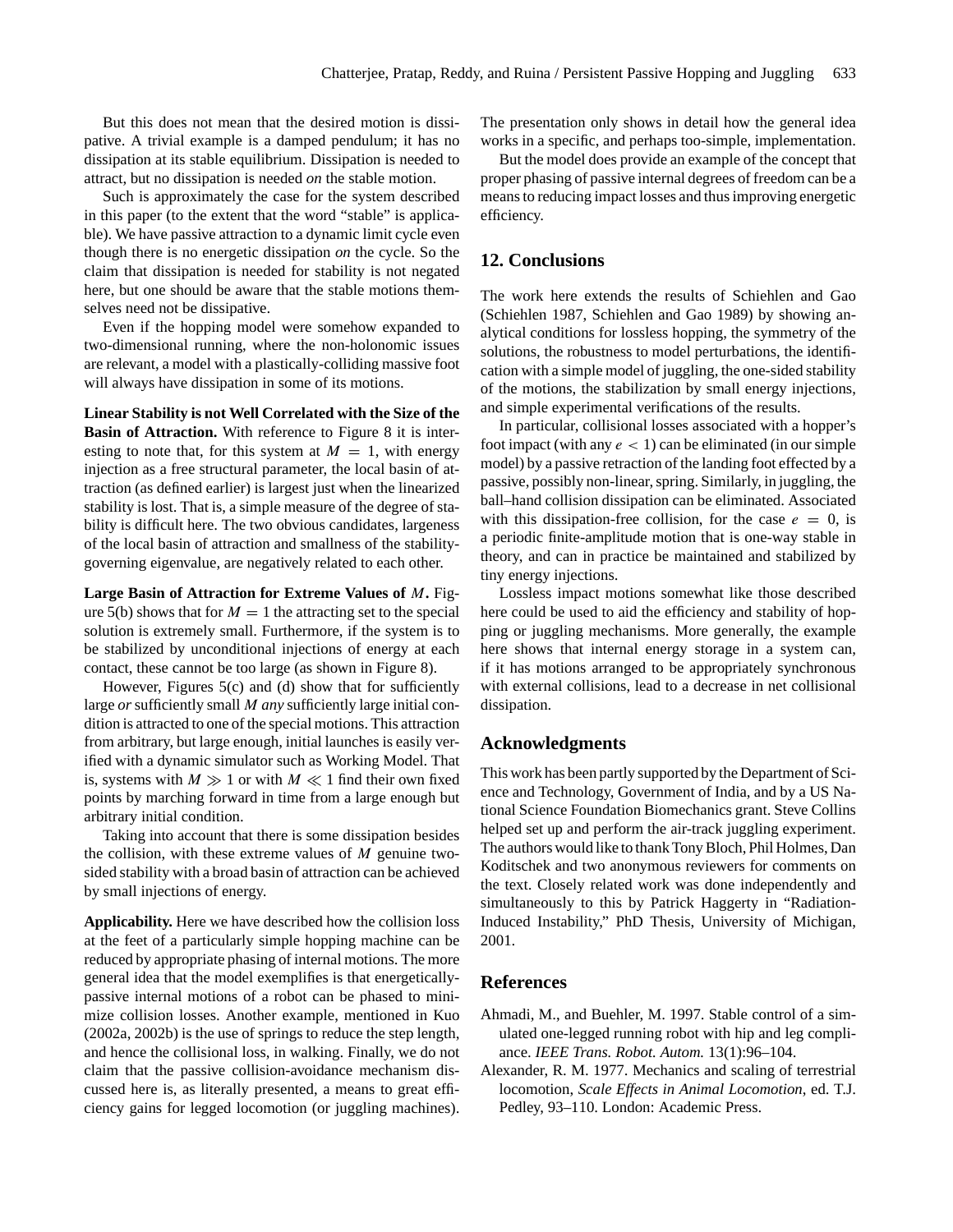But this does not mean that the desired motion is dissipative. A trivial example is a damped pendulum; it has no dissipation at its stable equilibrium. Dissipation is needed to attract, but no dissipation is needed *on* the stable motion.

Such is approximately the case for the system described in this paper (to the extent that the word "stable" is applicable). We have passive attraction to a dynamic limit cycle even though there is no energetic dissipation *on* the cycle. So the claim that dissipation is needed for stability is not negated here, but one should be aware that the stable motions themselves need not be dissipative.

Even if the hopping model were somehow expanded to two-dimensional running, where the non-holonomic issues are relevant, a model with a plastically-colliding massive foot will always have dissipation in some of its motions.

**Linear Stability is not Well Correlated with the Size of the Basin of Attraction.** With reference to Figure 8 it is interesting to note that, for this system at $M = 1$, with energy injection as a free structural parameter, the local basin of attraction (as defined earlier) is largest just when the linearized stability is lost. That is, a simple measure of the degree of stability is difficult here. The two obvious candidates, largeness of the local basin of attraction and smallness of the stability-governing eigenvalue, are negatively related to each other.

**Large Basin of Attraction for Extreme Values of $M$.** Figure 5(b) shows that for $M = 1$ the attracting set to the special solution is extremely small. Furthermore, if the system is to be stabilized by unconditional injections of energy at each contact, these cannot be too large (as shown in Figure 8).

However, Figures 5(c) and (d) show that for sufficiently large *or* sufficiently small $M$ *any* sufficiently large initial condition is attracted to one of the special motions. This attraction from arbitrary, but large enough, initial launches is easily verified with a dynamic simulator such as Working Model. That is, systems with $M \gg 1$ or with $M \ll 1$ find their own fixed points by marching forward in time from a large enough but arbitrary initial condition.

Taking into account that there is some dissipation besides the collision, with these extreme values of $M$ genuine two-sided stability with a broad basin of attraction can be achieved by small injections of energy.

**Applicability.** Here we have described how the collision loss at the feet of a particularly simple hopping machine can be reduced by appropriate phasing of internal motions. The more general idea that the model exemplifies is that energetically-passive internal motions of a robot can be phased to minimize collision losses. Another example, mentioned in Kuo (2002a, 2002b) is the use of springs to reduce the step length, and hence the collisional loss, in walking. Finally, we do not claim that the passive collision-avoidance mechanism discussed here is, as literally presented, a means to great efficiency gains for legged locomotion (or juggling machines). The presentation only shows in detail how the general idea works in a specific, and perhaps too-simple, implementation.

But the model does provide an example of the concept that proper phasing of passive internal degrees of freedom can be a means to reducing impact losses and thus improving energetic efficiency.

## 12. Conclusions

The work here extends the results of Schiehlen and Gao (Schiehlen 1987, Schiehlen and Gao 1989) by showing analytical conditions for lossless hopping, the symmetry of the solutions, the robustness to model perturbations, the identification with a simple model of juggling, the one-sided stability of the motions, the stabilization by small energy injections, and simple experimental verifications of the results.

In particular, collisional losses associated with a hopper's foot impact (with any $e < 1$) can be eliminated (in our simple model) by a passive retraction of the landing foot effected by a passive, possibly non-linear, spring. Similarly, in juggling, the ball–hand collision dissipation can be eliminated. Associated with this dissipation-free collision, for the case $e = 0$, is a periodic finite-amplitude motion that is one-way stable in theory, and can in practice be maintained and stabilized by tiny energy injections.

Lossless impact motions somewhat like those described here could be used to aid the efficiency and stability of hopping or juggling mechanisms. More generally, the example here shows that internal energy storage in a system can, if it has motions arranged to be appropriately synchronous with external collisions, lead to a decrease in net collisional dissipation.

## Acknowledgments

This work has been partly supported by the Department of Science and Technology, Government of India, and by a US National Science Foundation Biomechanics grant. Steve Collins helped set up and perform the air-track juggling experiment. The authors would like to thank Tony Bloch, Phil Holmes, Dan Koditschek and two anonymous reviewers for comments on the text. Closely related work was done independently and simultaneously to this by Patrick Haggerty in "Radiation-Induced Instability," PhD Thesis, University of Michigan, 2001.

## References

Ahmadi, M., and Buehler, M. 1997. Stable control of a simulated one-legged running robot with hip and leg compliance. *IEEE Trans. Robot. Autom.* 13(1):96–104.

Alexander, R. M. 1977. Mechanics and scaling of terrestrial locomotion, *Scale Effects in Animal Locomotion*, ed. T.J. Pedley, 93–110. London: Academic Press.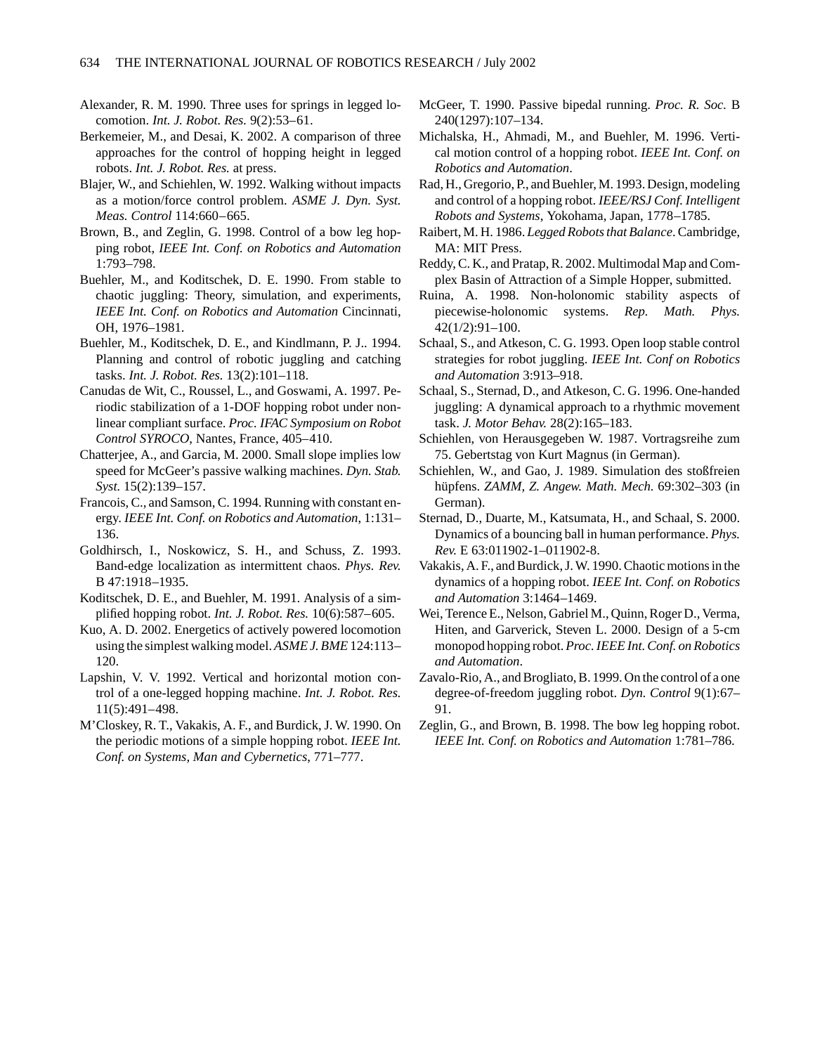Alexander, R. M. 1990. Three uses for springs in legged locomotion. *Int. J. Robot. Res.* 9(2):53–61.

Berkemeier, M., and Desai, K. 2002. A comparison of three approaches for the control of hopping height in legged robots. *Int. J. Robot. Res.* at press.

Blajer, W., and Schiehlen, W. 1992. Walking without impacts as a motion/force control problem. *ASME J. Dyn. Syst. Meas. Control* 114:660–665.

Brown, B., and Zeglin, G. 1998. Control of a bow leg hopping robot, *IEEE Int. Conf. on Robotics and Automation* 1:793–798.

Buehler, M., and Koditschek, D. E. 1990. From stable to chaotic juggling: Theory, simulation, and experiments, *IEEE Int. Conf. on Robotics and Automation* Cincinnati, OH, 1976–1981.

Buehler, M., Koditschek, D. E., and Kindlmann, P. J.. 1994. Planning and control of robotic juggling and catching tasks. *Int. J. Robot. Res.* 13(2):101–118.

Canudas de Wit, C., Roussel, L., and Goswami, A. 1997. Periodic stabilization of a 1-DOF hopping robot under nonlinear compliant surface. *Proc. IFAC Symposium on Robot Control SYROCO*, Nantes, France, 405–410.

Chatterjee, A., and Garcia, M. 2000. Small slope implies low speed for McGeer's passive walking machines. *Dyn. Stab. Syst.* 15(2):139–157.

Francois, C., and Samson, C. 1994. Running with constant energy. *IEEE Int. Conf. on Robotics and Automation*, 1:131–136.

Goldhirsch, I., Noskowicz, S. H., and Schuss, Z. 1993. Band-edge localization as intermittent chaos. *Phys. Rev.* B 47:1918–1935.

Koditschek, D. E., and Buehler, M. 1991. Analysis of a simplified hopping robot. *Int. J. Robot. Res.* 10(6):587–605.

Kuo, A. D. 2002. Energetics of actively powered locomotion using the simplest walking model. *ASME J. BME* 124:113–120.

Lapshin, V. V. 1992. Vertical and horizontal motion control of a one-legged hopping machine. *Int. J. Robot. Res.* 11(5):491–498.

M'Closkey, R. T., Vakakis, A. F., and Burdick, J. W. 1990. On the periodic motions of a simple hopping robot. *IEEE Int. Conf. on Systems, Man and Cybernetics*, 771–777.

McGeer, T. 1990. Passive bipedal running. *Proc. R. Soc.* B 240(1297):107–134.

Michalska, H., Ahmadi, M., and Buehler, M. 1996. Vertical motion control of a hopping robot. *IEEE Int. Conf. on Robotics and Automation*.

Rad, H., Gregorio, P., and Buehler, M. 1993. Design, modeling and control of a hopping robot. *IEEE/RSJ Conf. Intelligent Robots and Systems*, Yokohama, Japan, 1778–1785.

Raibert, M. H. 1986. *Legged Robots that Balance*. Cambridge, MA: MIT Press.

Reddy, C. K., and Pratap, R. 2002. Multimodal Map and Complex Basin of Attraction of a Simple Hopper, submitted.

Ruina, A. 1998. Non-holonomic stability aspects of piecewise-holonomic systems. *Rep. Math. Phys.* 42(1/2):91–100.

Schaal, S., and Atkeson, C. G. 1993. Open loop stable control strategies for robot juggling. *IEEE Int. Conf on Robotics and Automation* 3:913–918.

Schaal, S., Sternad, D., and Atkeson, C. G. 1996. One-handed juggling: A dynamical approach to a rhythmic movement task. *J. Motor Behav.* 28(2):165–183.

Schiehlen, von Herausgegeben W. 1987. Vortragsreihe zum 75. Gebertstag von Kurt Magnus (in German).

Schiehlen, W., and Gao, J. 1989. Simulation des stoßfreien hüpfens. *ZAMM, Z. Angew. Math. Mech.* 69:302–303 (in German).

Sternad, D., Duarte, M., Katsumata, H., and Schaal, S. 2000. Dynamics of a bouncing ball in human performance. *Phys. Rev.* E 63:011902-1–011902-8.

Vakakis, A. F., and Burdick, J. W. 1990. Chaotic motions in the dynamics of a hopping robot. *IEEE Int. Conf. on Robotics and Automation* 3:1464–1469.

Wei, Terence E., Nelson, Gabriel M., Quinn, Roger D., Verma, Hiten, and Garverick, Steven L. 2000. Design of a 5-cm monopod hopping robot. *Proc. IEEE Int. Conf. on Robotics and Automation*.

Zavalo-Rio, A., and Brogliato, B. 1999. On the control of a one degree-of-freedom juggling robot. *Dyn. Control* 9(1):67–91.

Zeglin, G., and Brown, B. 1998. The bow leg hopping robot. *IEEE Int. Conf. on Robotics and Automation* 1:781–786.